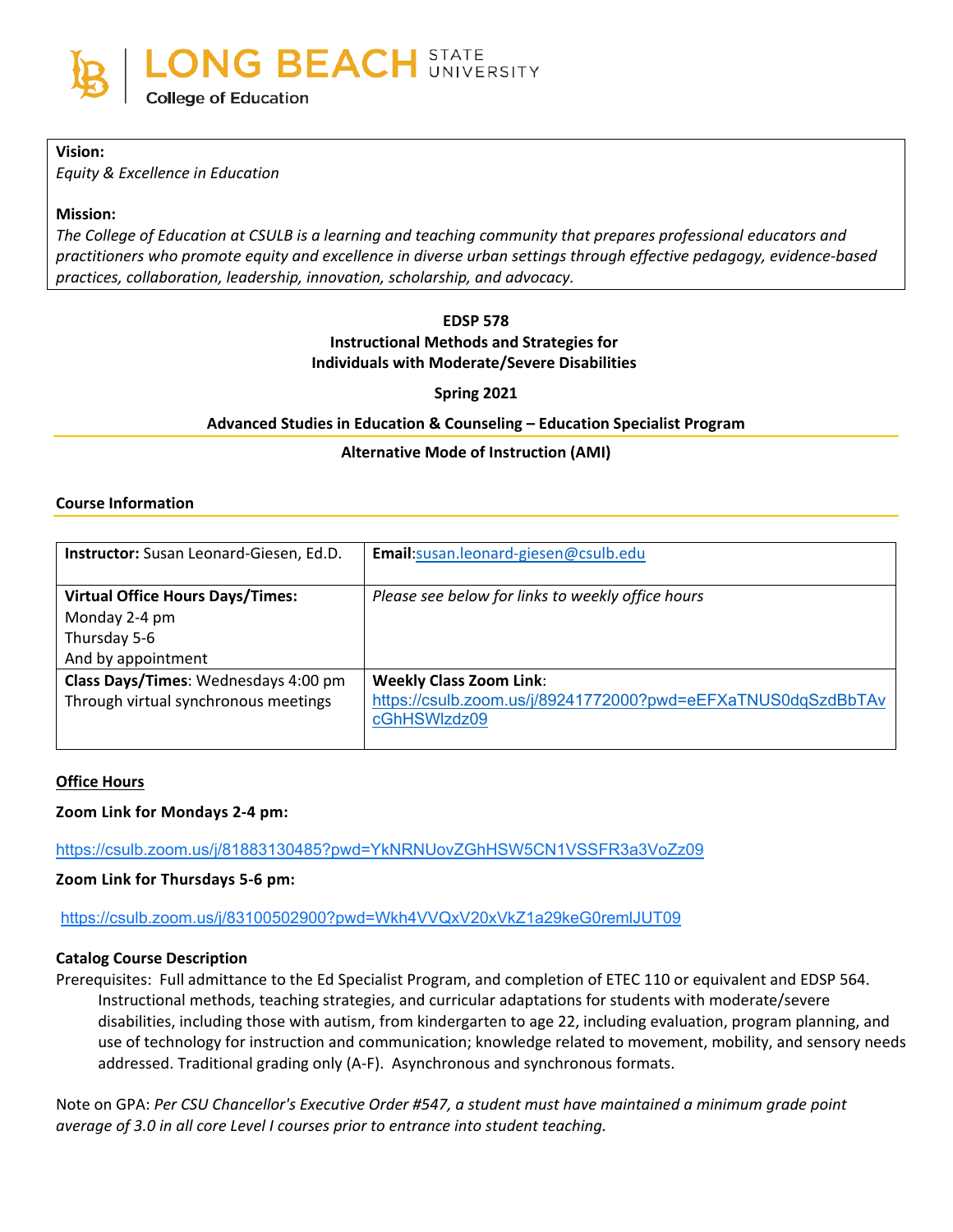LONG BEACH STATE UNIVERSITY
College of Education

**Vision:**
*Equity & Excellence in Education*

**Mission:**
*The College of Education at CSULB is a learning and teaching community that prepares professional educators and practitioners who promote equity and excellence in diverse urban settings through effective pedagogy, evidence-based practices, collaboration, leadership, innovation, scholarship, and advocacy.*

**EDSP 578**
**Instructional Methods and Strategies for Individuals with Moderate/Severe Disabilities**

**Spring 2021**

**Advanced Studies in Education & Counseling – Education Specialist Program**

**Alternative Mode of Instruction (AMI)**

## Course Information

| **Instructor:** Susan Leonard-Giesen, Ed.D. | **Email**:susan.leonard-giesen@csulb.edu |
|---|---|
| **Virtual Office Hours Days/Times:** Monday 2-4 pm Thursday 5-6 And by appointment | *Please see below for links to weekly office hours* |
| **Class Days/Times**: Wednesdays 4:00 pm Through virtual synchronous meetings | **Weekly Class Zoom Link**: https://csulb.zoom.us/j/89241772000?pwd=eEFXaTNUS0dqSzdBbTAvcGhHSWlzdz09 |

## Office Hours

**Zoom Link for Mondays 2-4 pm:**

https://csulb.zoom.us/j/81883130485?pwd=YkNRNUovZGhHSW5CN1VSSFR3a3VoZz09

**Zoom Link for Thursdays 5-6 pm:**

https://csulb.zoom.us/j/83100502900?pwd=Wkh4VVQxV20xVkZ1a29keG0remlJUT09

### Catalog Course Description

Prerequisites: Full admittance to the Ed Specialist Program, and completion of ETEC 110 or equivalent and EDSP 564. Instructional methods, teaching strategies, and curricular adaptations for students with moderate/severe disabilities, including those with autism, from kindergarten to age 22, including evaluation, program planning, and use of technology for instruction and communication; knowledge related to movement, mobility, and sensory needs addressed. Traditional grading only (A-F). Asynchronous and synchronous formats.

Note on GPA: *Per CSU Chancellor's Executive Order #547, a student must have maintained a minimum grade point average of 3.0 in all core Level I courses prior to entrance into student teaching.*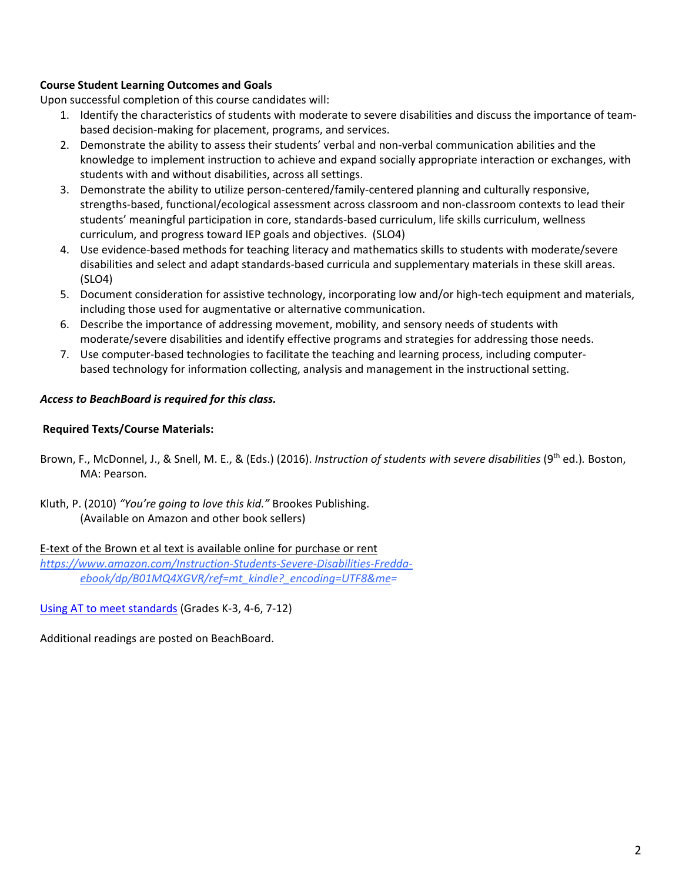**Course Student Learning Outcomes and Goals**

Upon successful completion of this course candidates will:

1. Identify the characteristics of students with moderate to severe disabilities and discuss the importance of team-based decision-making for placement, programs, and services.
2. Demonstrate the ability to assess their students' verbal and non-verbal communication abilities and the knowledge to implement instruction to achieve and expand socially appropriate interaction or exchanges, with students with and without disabilities, across all settings.
3. Demonstrate the ability to utilize person-centered/family-centered planning and culturally responsive, strengths-based, functional/ecological assessment across classroom and non-classroom contexts to lead their students' meaningful participation in core, standards-based curriculum, life skills curriculum, wellness curriculum, and progress toward IEP goals and objectives. (SLO4)
4. Use evidence-based methods for teaching literacy and mathematics skills to students with moderate/severe disabilities and select and adapt standards-based curricula and supplementary materials in these skill areas. (SLO4)
5. Document consideration for assistive technology, incorporating low and/or high-tech equipment and materials, including those used for augmentative or alternative communication.
6. Describe the importance of addressing movement, mobility, and sensory needs of students with moderate/severe disabilities and identify effective programs and strategies for addressing those needs.
7. Use computer-based technologies to facilitate the teaching and learning process, including computer-based technology for information collecting, analysis and management in the instructional setting.

***Access to BeachBoard is required for this class.***

**Required Texts/Course Materials:**

Brown, F., McDonnel, J., & Snell, M. E., & (Eds.) (2016). *Instruction of students with severe disabilities* (9th ed.). Boston, MA: Pearson.

Kluth, P. (2010) *"You're going to love this kid."* Brookes Publishing. (Available on Amazon and other book sellers)

E-text of the Brown et al text is available online for purchase or rent
*https://www.amazon.com/Instruction-Students-Severe-Disabilities-Fredda-ebook/dp/B01MQ4XGVR/ref=mt_kindle?_encoding=UTF8&me=*

Using AT to meet standards (Grades K-3, 4-6, 7-12)

Additional readings are posted on BeachBoard.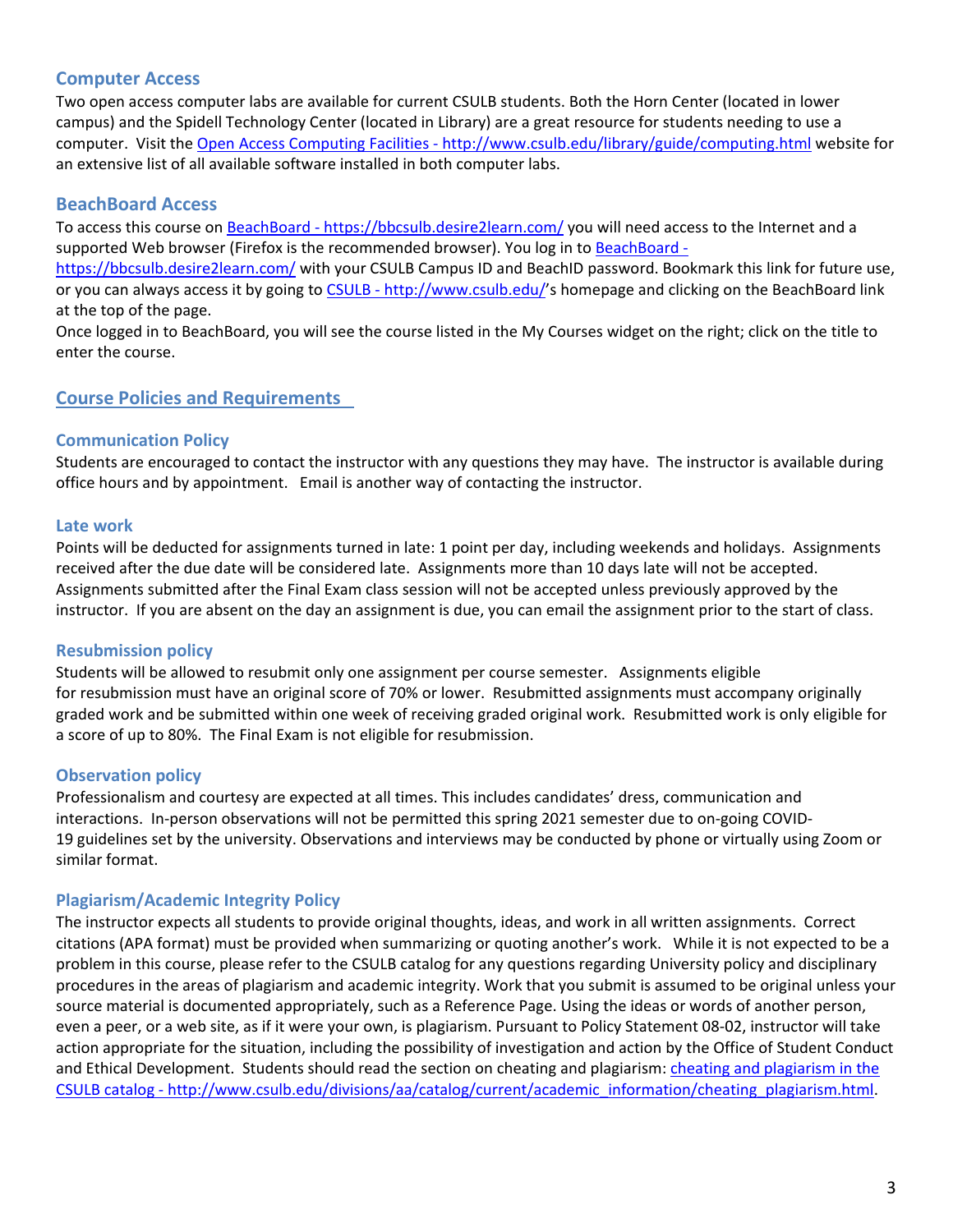### Computer Access

Two open access computer labs are available for current CSULB students. Both the Horn Center (located in lower campus) and the Spidell Technology Center (located in Library) are a great resource for students needing to use a computer. Visit the [Open Access Computing Facilities - http://www.csulb.edu/library/guide/computing.html](http://www.csulb.edu/library/guide/computing.html) website for an extensive list of all available software installed in both computer labs.

### BeachBoard Access

To access this course on [BeachBoard - https://bbcsulb.desire2learn.com/](https://bbcsulb.desire2learn.com/) you will need access to the Internet and a supported Web browser (Firefox is the recommended browser). You log in to [BeachBoard - https://bbcsulb.desire2learn.com/](https://bbcsulb.desire2learn.com/) with your CSULB Campus ID and BeachID password. Bookmark this link for future use, or you can always access it by going to [CSULB - http://www.csulb.edu/](http://www.csulb.edu/)'s homepage and clicking on the BeachBoard link at the top of the page.

Once logged in to BeachBoard, you will see the course listed in the My Courses widget on the right; click on the title to enter the course.

## Course Policies and Requirements

### Communication Policy

Students are encouraged to contact the instructor with any questions they may have. The instructor is available during office hours and by appointment. Email is another way of contacting the instructor.

### Late work

Points will be deducted for assignments turned in late: 1 point per day, including weekends and holidays. Assignments received after the due date will be considered late. Assignments more than 10 days late will not be accepted. Assignments submitted after the Final Exam class session will not be accepted unless previously approved by the instructor. If you are absent on the day an assignment is due, you can email the assignment prior to the start of class.

### Resubmission policy

Students will be allowed to resubmit only one assignment per course semester. Assignments eligible for resubmission must have an original score of 70% or lower. Resubmitted assignments must accompany originally graded work and be submitted within one week of receiving graded original work. Resubmitted work is only eligible for a score of up to 80%. The Final Exam is not eligible for resubmission.

### Observation policy

Professionalism and courtesy are expected at all times. This includes candidates' dress, communication and interactions. In-person observations will not be permitted this spring 2021 semester due to on-going COVID-19 guidelines set by the university. Observations and interviews may be conducted by phone or virtually using Zoom or similar format.

### Plagiarism/Academic Integrity Policy

The instructor expects all students to provide original thoughts, ideas, and work in all written assignments. Correct citations (APA format) must be provided when summarizing or quoting another's work. While it is not expected to be a problem in this course, please refer to the CSULB catalog for any questions regarding University policy and disciplinary procedures in the areas of plagiarism and academic integrity. Work that you submit is assumed to be original unless your source material is documented appropriately, such as a Reference Page. Using the ideas or words of another person, even a peer, or a web site, as if it were your own, is plagiarism. Pursuant to Policy Statement 08-02, instructor will take action appropriate for the situation, including the possibility of investigation and action by the Office of Student Conduct and Ethical Development. Students should read the section on cheating and plagiarism: [cheating and plagiarism in the CSULB catalog - http://www.csulb.edu/divisions/aa/catalog/current/academic_information/cheating_plagiarism.html](http://www.csulb.edu/divisions/aa/catalog/current/academic_information/cheating_plagiarism.html).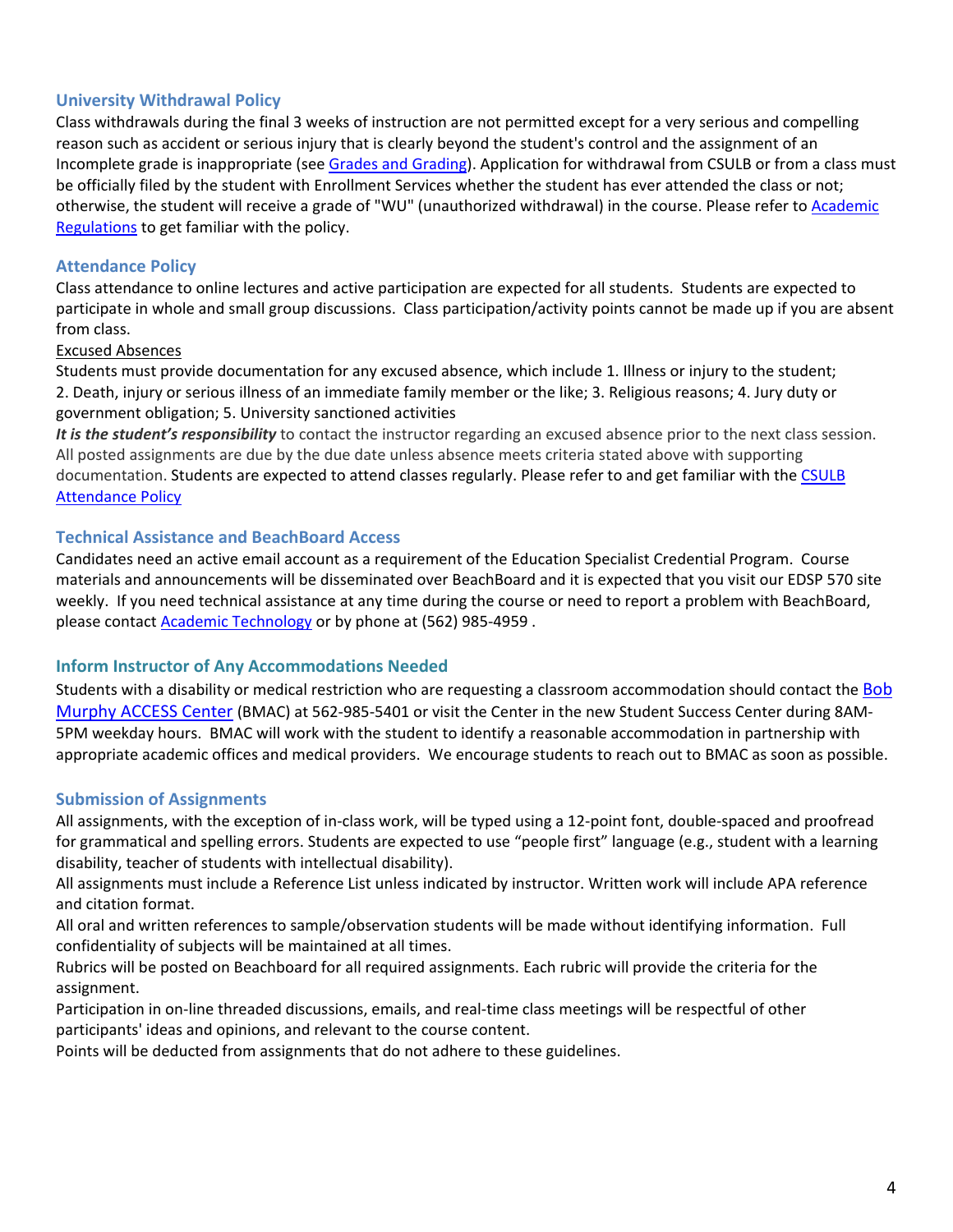### University Withdrawal Policy

Class withdrawals during the final 3 weeks of instruction are not permitted except for a very serious and compelling reason such as accident or serious injury that is clearly beyond the student's control and the assignment of an Incomplete grade is inappropriate (see Grades and Grading). Application for withdrawal from CSULB or from a class must be officially filed by the student with Enrollment Services whether the student has ever attended the class or not; otherwise, the student will receive a grade of "WU" (unauthorized withdrawal) in the course. Please refer to Academic Regulations to get familiar with the policy.

### Attendance Policy

Class attendance to online lectures and active participation are expected for all students. Students are expected to participate in whole and small group discussions. Class participation/activity points cannot be made up if you are absent from class.

Excused Absences

Students must provide documentation for any excused absence, which include 1. Illness or injury to the student; 2. Death, injury or serious illness of an immediate family member or the like; 3. Religious reasons; 4. Jury duty or government obligation; 5. University sanctioned activities

***It is the student's responsibility*** to contact the instructor regarding an excused absence prior to the next class session. All posted assignments are due by the due date unless absence meets criteria stated above with supporting documentation. Students are expected to attend classes regularly. Please refer to and get familiar with the CSULB Attendance Policy

### Technical Assistance and BeachBoard Access

Candidates need an active email account as a requirement of the Education Specialist Credential Program. Course materials and announcements will be disseminated over BeachBoard and it is expected that you visit our EDSP 570 site weekly. If you need technical assistance at any time during the course or need to report a problem with BeachBoard, please contact Academic Technology or by phone at (562) 985-4959 .

### Inform Instructor of Any Accommodations Needed

Students with a disability or medical restriction who are requesting a classroom accommodation should contact the Bob Murphy ACCESS Center (BMAC) at 562-985-5401 or visit the Center in the new Student Success Center during 8AM-5PM weekday hours. BMAC will work with the student to identify a reasonable accommodation in partnership with appropriate academic offices and medical providers. We encourage students to reach out to BMAC as soon as possible.

### Submission of Assignments

All assignments, with the exception of in-class work, will be typed using a 12-point font, double-spaced and proofread for grammatical and spelling errors. Students are expected to use "people first" language (e.g., student with a learning disability, teacher of students with intellectual disability).

All assignments must include a Reference List unless indicated by instructor. Written work will include APA reference and citation format.

All oral and written references to sample/observation students will be made without identifying information. Full confidentiality of subjects will be maintained at all times.

Rubrics will be posted on Beachboard for all required assignments. Each rubric will provide the criteria for the assignment.

Participation in on-line threaded discussions, emails, and real-time class meetings will be respectful of other participants' ideas and opinions, and relevant to the course content.

Points will be deducted from assignments that do not adhere to these guidelines.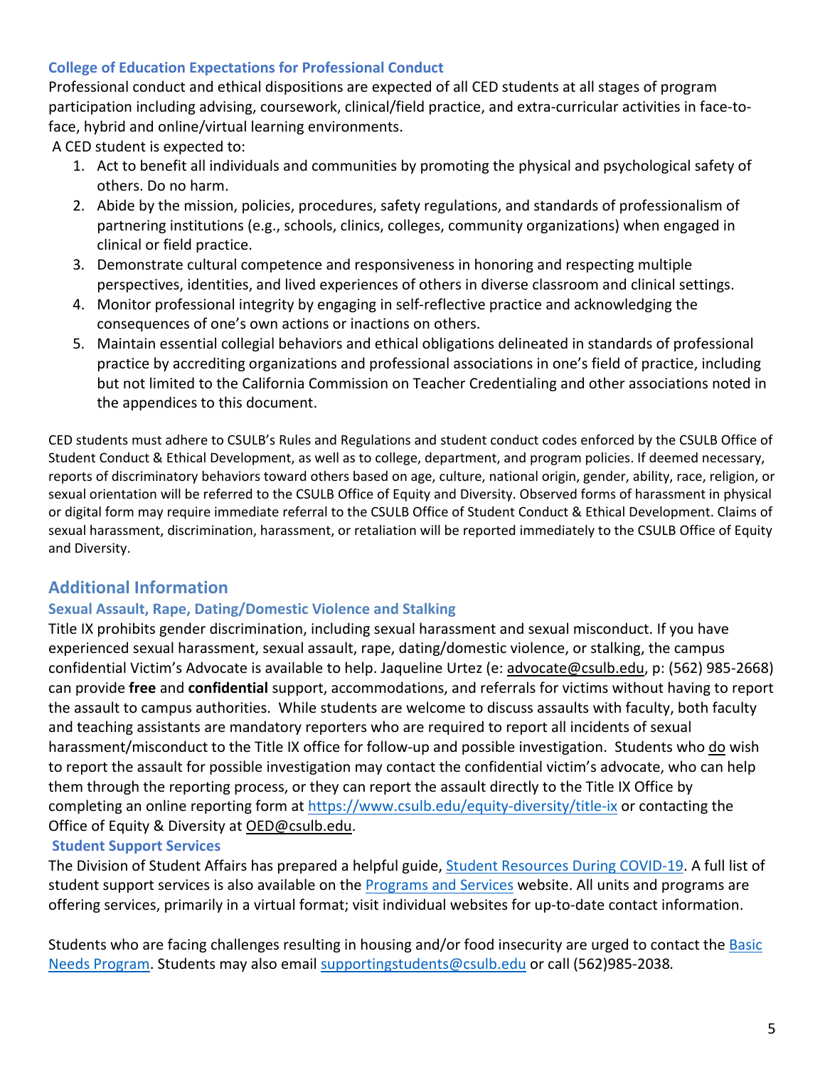### College of Education Expectations for Professional Conduct

Professional conduct and ethical dispositions are expected of all CED students at all stages of program participation including advising, coursework, clinical/field practice, and extra-curricular activities in face-to-face, hybrid and online/virtual learning environments.

A CED student is expected to:

1. Act to benefit all individuals and communities by promoting the physical and psychological safety of others. Do no harm.
2. Abide by the mission, policies, procedures, safety regulations, and standards of professionalism of partnering institutions (e.g., schools, clinics, colleges, community organizations) when engaged in clinical or field practice.
3. Demonstrate cultural competence and responsiveness in honoring and respecting multiple perspectives, identities, and lived experiences of others in diverse classroom and clinical settings.
4. Monitor professional integrity by engaging in self-reflective practice and acknowledging the consequences of one's own actions or inactions on others.
5. Maintain essential collegial behaviors and ethical obligations delineated in standards of professional practice by accrediting organizations and professional associations in one's field of practice, including but not limited to the California Commission on Teacher Credentialing and other associations noted in the appendices to this document.

CED students must adhere to CSULB's Rules and Regulations and student conduct codes enforced by the CSULB Office of Student Conduct & Ethical Development, as well as to college, department, and program policies. If deemed necessary, reports of discriminatory behaviors toward others based on age, culture, national origin, gender, ability, race, religion, or sexual orientation will be referred to the CSULB Office of Equity and Diversity. Observed forms of harassment in physical or digital form may require immediate referral to the CSULB Office of Student Conduct & Ethical Development. Claims of sexual harassment, discrimination, harassment, or retaliation will be reported immediately to the CSULB Office of Equity and Diversity.

## Additional Information

### Sexual Assault, Rape, Dating/Domestic Violence and Stalking

Title IX prohibits gender discrimination, including sexual harassment and sexual misconduct. If you have experienced sexual harassment, sexual assault, rape, dating/domestic violence, or stalking, the campus confidential Victim's Advocate is available to help. Jaqueline Urtez (e: advocate@csulb.edu, p: (562) 985-2668) can provide **free** and **confidential** support, accommodations, and referrals for victims without having to report the assault to campus authorities. While students are welcome to discuss assaults with faculty, both faculty and teaching assistants are mandatory reporters who are required to report all incidents of sexual harassment/misconduct to the Title IX office for follow-up and possible investigation. Students who do wish to report the assault for possible investigation may contact the confidential victim's advocate, who can help them through the reporting process, or they can report the assault directly to the Title IX Office by completing an online reporting form at https://www.csulb.edu/equity-diversity/title-ix or contacting the Office of Equity & Diversity at OED@csulb.edu.

### Student Support Services

The Division of Student Affairs has prepared a helpful guide, Student Resources During COVID-19. A full list of student support services is also available on the Programs and Services website. All units and programs are offering services, primarily in a virtual format; visit individual websites for up-to-date contact information.

Students who are facing challenges resulting in housing and/or food insecurity are urged to contact the Basic Needs Program. Students may also email supportingstudents@csulb.edu or call (562)985-2038.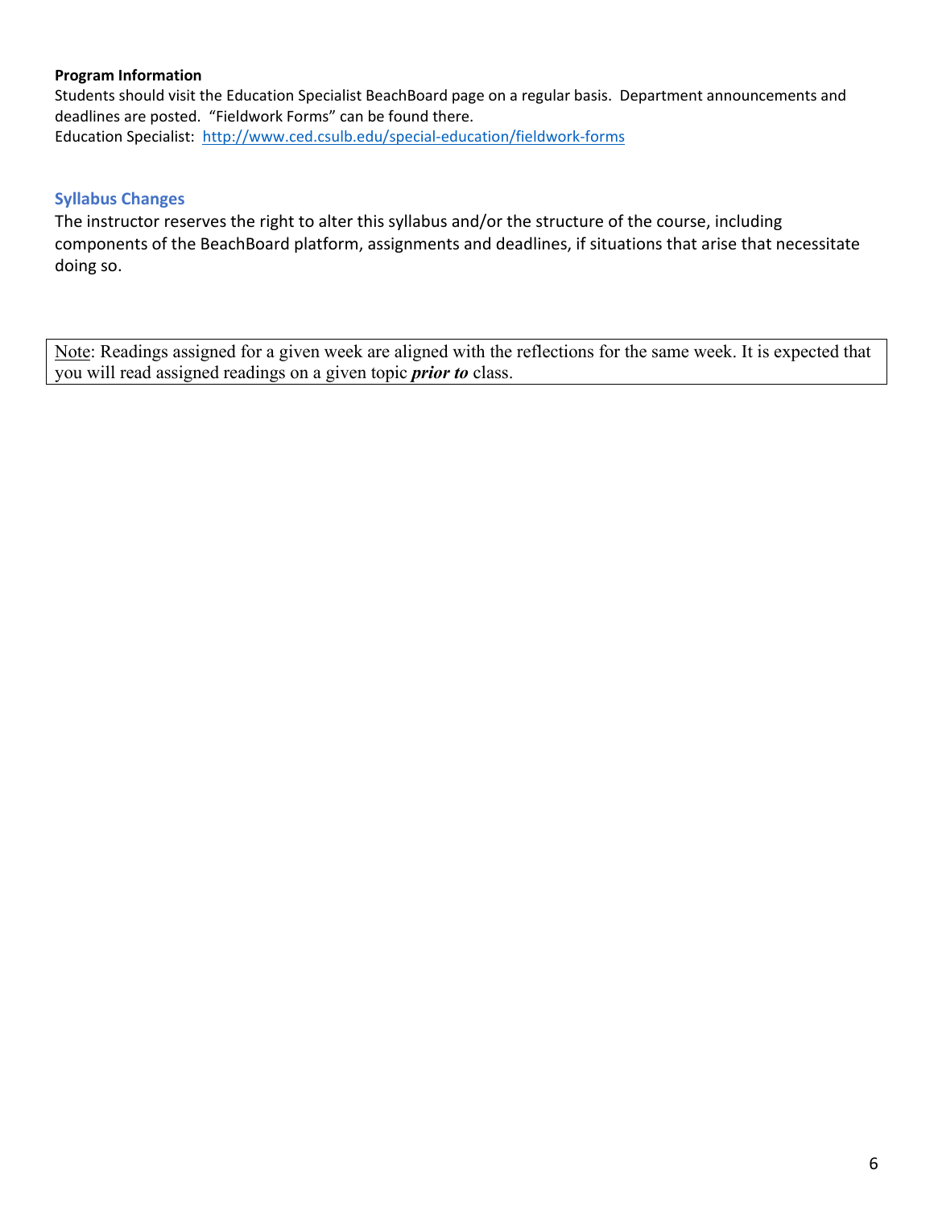**Program Information**

Students should visit the Education Specialist BeachBoard page on a regular basis. Department announcements and deadlines are posted. "Fieldwork Forms" can be found there.
Education Specialist: [http://www.ced.csulb.edu/special-education/fieldwork-forms](http://www.ced.csulb.edu/special-education/fieldwork-forms)

## Syllabus Changes

The instructor reserves the right to alter this syllabus and/or the structure of the course, including components of the BeachBoard platform, assignments and deadlines, if situations that arise that necessitate doing so.

Note: Readings assigned for a given week are aligned with the reflections for the same week. It is expected that you will read assigned readings on a given topic ***prior to*** class.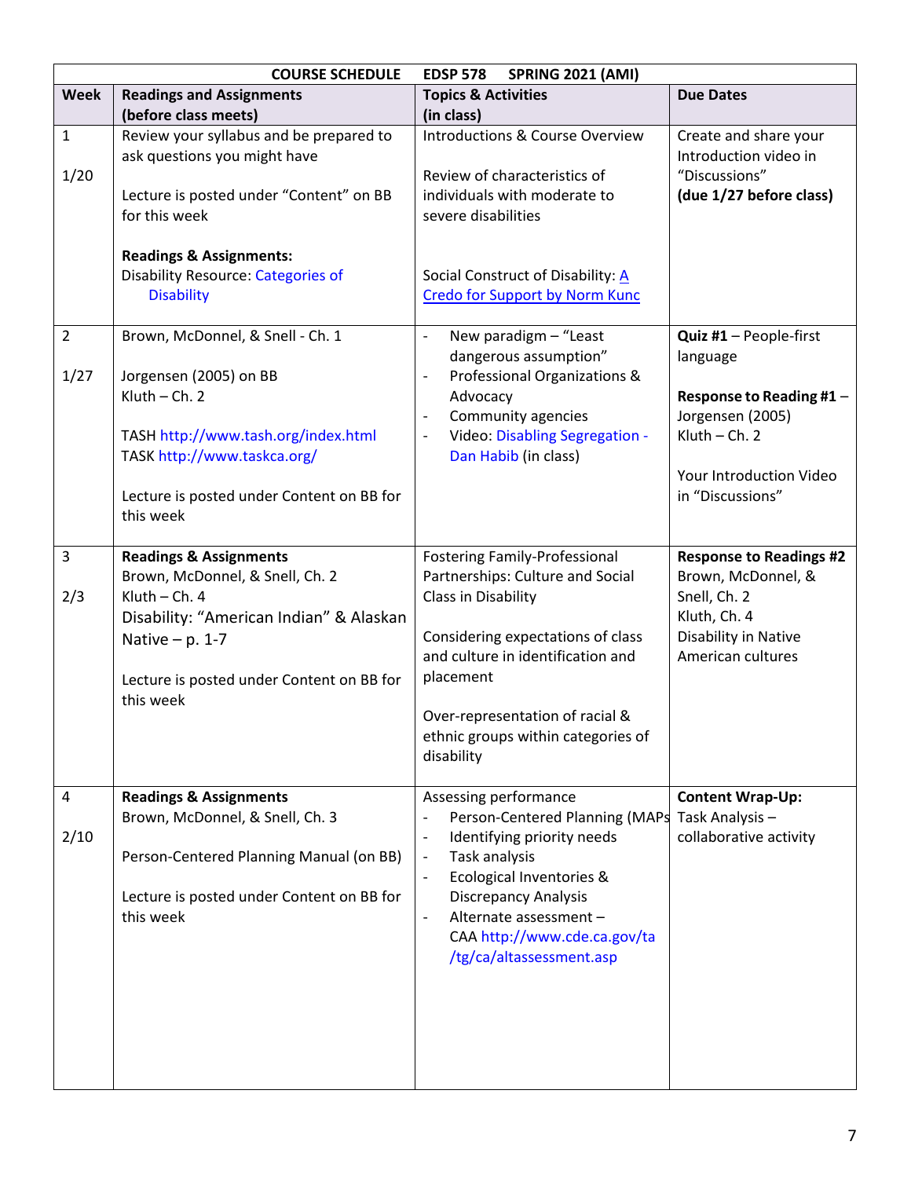| COURSE SCHEDULE EDSP 578 SPRING 2021 (AMI) | | | |
|---|---|---|---|
| **Week** | **Readings and Assignments (before class meets)** | **Topics & Activities (in class)** | **Due Dates** |
| 1<br><br>1/20 | Review your syllabus and be prepared to ask questions you might have<br><br>Lecture is posted under "Content" on BB for this week<br><br>**Readings & Assignments:**<br>Disability Resource: Categories of Disability | Introductions & Course Overview<br><br>Review of characteristics of individuals with moderate to severe disabilities<br><br>Social Construct of Disability: A Credo for Support by Norm Kunc | Create and share your Introduction video in "Discussions"<br>**(due 1/27 before class)** |
| 2<br><br>1/27 | Brown, McDonnel, & Snell - Ch. 1<br><br>Jorgensen (2005) on BB<br>Kluth – Ch. 2<br><br>TASH http://www.tash.org/index.html<br>TASK http://www.taskca.org/<br><br>Lecture is posted under Content on BB for this week | - New paradigm – "Least dangerous assumption"<br>- Professional Organizations & Advocacy<br>- Community agencies<br>- Video: Disabling Segregation - Dan Habib (in class) | **Quiz #1** – People-first language<br><br>**Response to Reading #1** – Jorgensen (2005)<br>Kluth – Ch. 2<br><br>Your Introduction Video in "Discussions" |
| 3<br><br>2/3 | **Readings & Assignments**<br>Brown, McDonnel, & Snell, Ch. 2<br>Kluth – Ch. 4<br>Disability: "American Indian" & Alaskan Native – p. 1-7<br><br>Lecture is posted under Content on BB for this week | Fostering Family-Professional Partnerships: Culture and Social Class in Disability<br><br>Considering expectations of class and culture in identification and placement<br><br>Over-representation of racial & ethnic groups within categories of disability | **Response to Readings #2**<br>Brown, McDonnel, & Snell, Ch. 2<br>Kluth, Ch. 4<br>Disability in Native American cultures |
| 4<br><br>2/10 | **Readings & Assignments**<br>Brown, McDonnel, & Snell, Ch. 3<br><br>Person-Centered Planning Manual (on BB)<br><br>Lecture is posted under Content on BB for this week | Assessing performance<br>- Person-Centered Planning (MAPs<br>- Identifying priority needs<br>- Task analysis<br>- Ecological Inventories & Discrepancy Analysis<br>- Alternate assessment – CAA http://www.cde.ca.gov/ta/tg/ca/altassessment.asp | **Content Wrap-Up:**<br>Task Analysis – collaborative activity |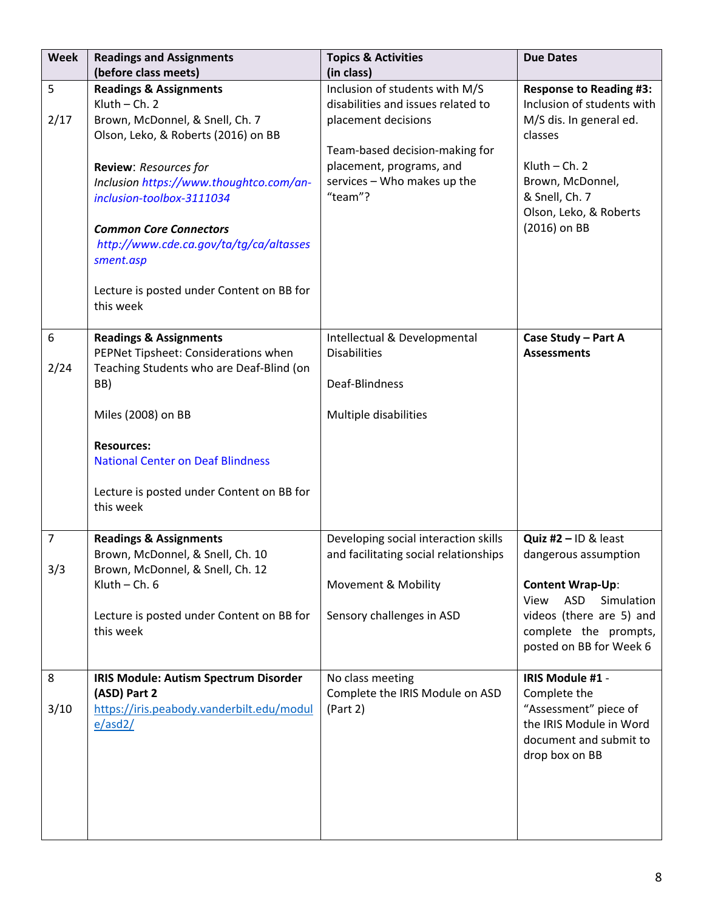| Week | Readings and Assignments (before class meets) | Topics & Activities (in class) | Due Dates |
|---|---|---|---|
| 5<br><br>2/17 | **Readings & Assignments**<br>Kluth – Ch. 2<br>Brown, McDonnel, & Snell, Ch. 7<br>Olson, Leko, & Roberts (2016) on BB<br><br>**Review**: *Resources for Inclusion https://www.thoughtco.com/an-inclusion-toolbox-3111034*<br><br>***Common Core Connectors***<br>*http://www.cde.ca.gov/ta/tg/ca/altassessment.asp*<br><br>Lecture is posted under Content on BB for this week | Inclusion of students with M/S disabilities and issues related to placement decisions<br><br>Team-based decision-making for placement, programs, and services – Who makes up the "team"? | **Response to Reading #3:** Inclusion of students with M/S dis. In general ed. classes<br><br>Kluth – Ch. 2<br>Brown, McDonnel, & Snell, Ch. 7<br>Olson, Leko, & Roberts (2016) on BB |
| 6<br><br>2/24 | **Readings & Assignments**<br>PEPNet Tipsheet: Considerations when Teaching Students who are Deaf-Blind (on BB)<br><br>Miles (2008) on BB<br><br>**Resources:**<br>National Center on Deaf Blindness<br><br>Lecture is posted under Content on BB for this week | Intellectual & Developmental Disabilities<br><br>Deaf-Blindness<br><br>Multiple disabilities | **Case Study – Part A Assessments** |
| 7<br><br>3/3 | **Readings & Assignments**<br>Brown, McDonnel, & Snell, Ch. 10<br>Brown, McDonnel, & Snell, Ch. 12<br>Kluth – Ch. 6<br><br>Lecture is posted under Content on BB for this week | Developing social interaction skills and facilitating social relationships<br><br>Movement & Mobility<br><br>Sensory challenges in ASD | **Quiz #2 –** ID & least dangerous assumption<br><br>**Content Wrap-Up**: View ASD Simulation videos (there are 5) and complete the prompts, posted on BB for Week 6 |
| 8<br><br>3/10 | **IRIS Module: Autism Spectrum Disorder (ASD) Part 2**<br>https://iris.peabody.vanderbilt.edu/module/asd2/ | No class meeting<br>Complete the IRIS Module on ASD (Part 2) | **IRIS Module #1** - Complete the "Assessment" piece of the IRIS Module in Word document and submit to drop box on BB |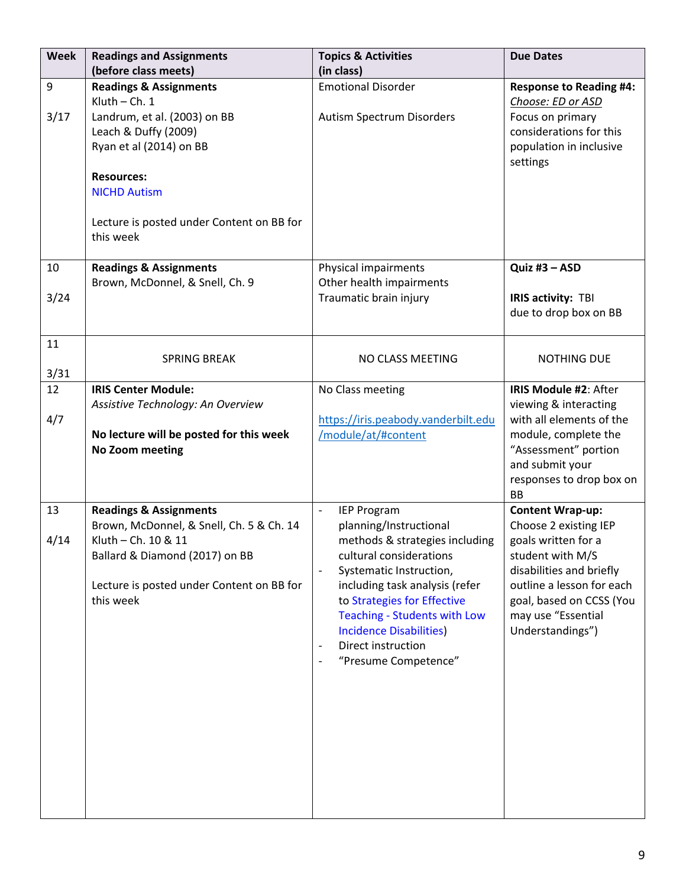| Week | Readings and Assignments (before class meets) | Topics & Activities (in class) | Due Dates |
|---|---|---|---|
| 9<br><br>3/17 | **Readings & Assignments**<br>Kluth – Ch. 1<br>Landrum, et al. (2003) on BB<br>Leach & Duffy (2009)<br>Ryan et al (2014) on BB<br><br>**Resources:**<br>NICHD Autism<br><br>Lecture is posted under Content on BB for this week | Emotional Disorder<br><br>Autism Spectrum Disorders | **Response to Reading #4:**<br>*Choose: ED or ASD*<br>Focus on primary considerations for this population in inclusive settings |
| 10<br><br>3/24 | **Readings & Assignments**<br>Brown, McDonnel, & Snell, Ch. 9 | Physical impairments<br>Other health impairments<br>Traumatic brain injury | **Quiz #3 – ASD**<br><br>**IRIS activity:** TBI<br>due to drop box on BB |
| 11<br><br>3/31 | SPRING BREAK | NO CLASS MEETING | NOTHING DUE |
| 12<br><br>4/7 | **IRIS Center Module:**<br>*Assistive Technology: An Overview*<br><br>**No lecture will be posted for this week**<br>**No Zoom meeting** | No Class meeting<br><br>https://iris.peabody.vanderbilt.edu/module/at/#content | **IRIS Module #2**: After viewing & interacting with all elements of the module, complete the "Assessment" portion and submit your responses to drop box on BB |
| 13<br><br>4/14 | **Readings & Assignments**<br>Brown, McDonnel, & Snell, Ch. 5 & Ch. 14<br>Kluth – Ch. 10 & 11<br>Ballard & Diamond (2017) on BB<br><br>Lecture is posted under Content on BB for this week | - IEP Program planning/Instructional methods & strategies including cultural considerations<br>- Systematic Instruction, including task analysis (refer to Strategies for Effective Teaching - Students with Low Incidence Disabilities)<br>- Direct instruction<br>- "Presume Competence" | **Content Wrap-up:**<br>Choose 2 existing IEP goals written for a student with M/S disabilities and briefly outline a lesson for each goal, based on CCSS (You may use "Essential Understandings") |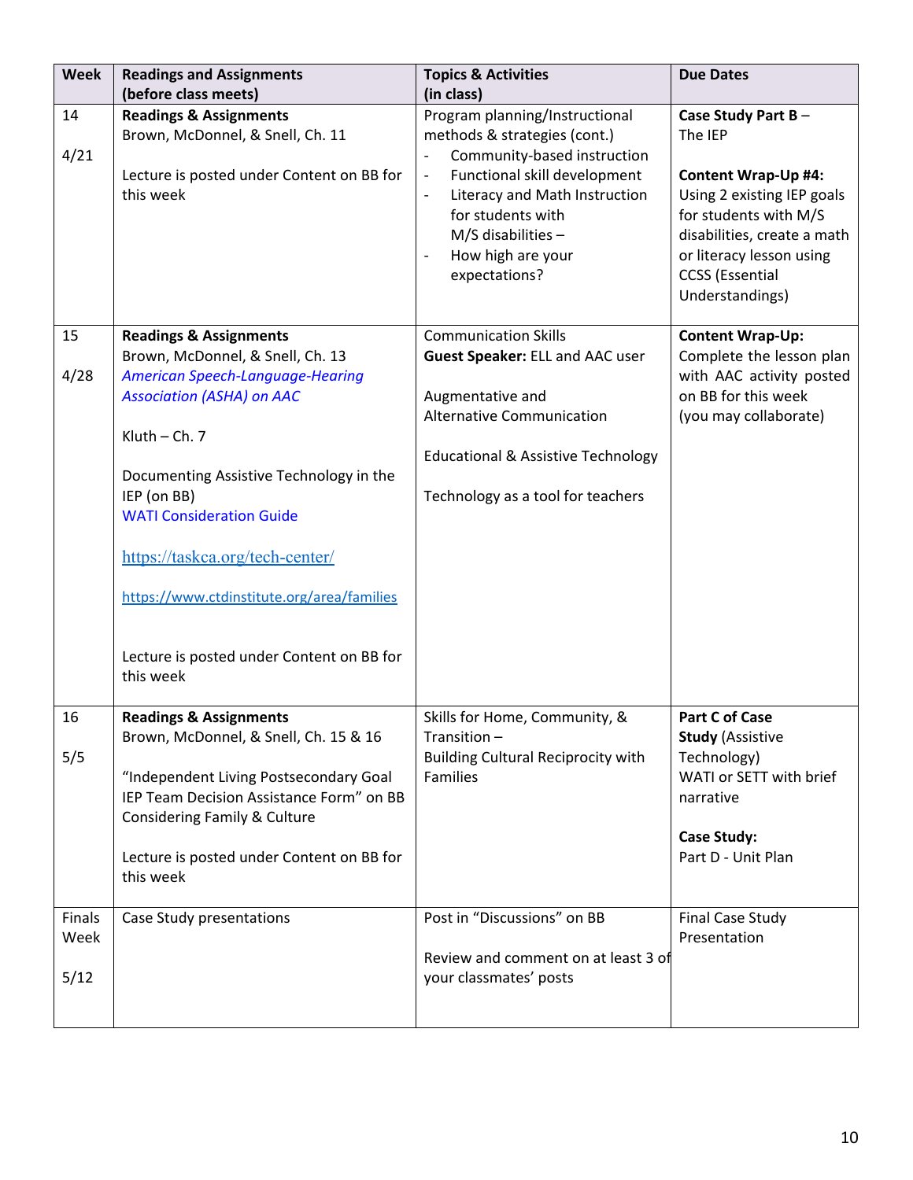| Week | Readings and Assignments (before class meets) | Topics & Activities (in class) | Due Dates |
|---|---|---|---|
| 14<br><br>4/21 | **Readings & Assignments**<br>Brown, McDonnel, & Snell, Ch. 11<br><br>Lecture is posted under Content on BB for this week | Program planning/Instructional methods & strategies (cont.)<br>- Community-based instruction<br>- Functional skill development<br>- Literacy and Math Instruction for students with M/S disabilities –<br>- How high are your expectations? | **Case Study Part B** – The IEP<br><br>**Content Wrap-Up #4:** Using 2 existing IEP goals for students with M/S disabilities, create a math or literacy lesson using CCSS (Essential Understandings) |
| 15<br><br>4/28 | **Readings & Assignments**<br>Brown, McDonnel, & Snell, Ch. 13<br>*American Speech-Language-Hearing Association (ASHA) on AAC*<br><br>Kluth – Ch. 7<br><br>Documenting Assistive Technology in the IEP (on BB)<br>WATI Consideration Guide<br><br>https://taskca.org/tech-center/<br><br>https://www.ctdinstitute.org/area/families<br><br>Lecture is posted under Content on BB for this week | Communication Skills<br>**Guest Speaker:** ELL and AAC user<br><br>Augmentative and Alternative Communication<br><br>Educational & Assistive Technology<br><br>Technology as a tool for teachers | **Content Wrap-Up:** Complete the lesson plan with AAC activity posted on BB for this week (you may collaborate) |
| 16<br><br>5/5 | **Readings & Assignments**<br>Brown, McDonnel, & Snell, Ch. 15 & 16<br><br>"Independent Living Postsecondary Goal IEP Team Decision Assistance Form" on BB Considering Family & Culture<br><br>Lecture is posted under Content on BB for this week | Skills for Home, Community, & Transition –<br>Building Cultural Reciprocity with Families | **Part C of Case Study** (Assistive Technology)<br>WATI or SETT with brief narrative<br><br>**Case Study:**<br>Part D - Unit Plan |
| Finals Week<br><br>5/12 | Case Study presentations | Post in "Discussions" on BB<br><br>Review and comment on at least 3 of your classmates' posts | Final Case Study Presentation |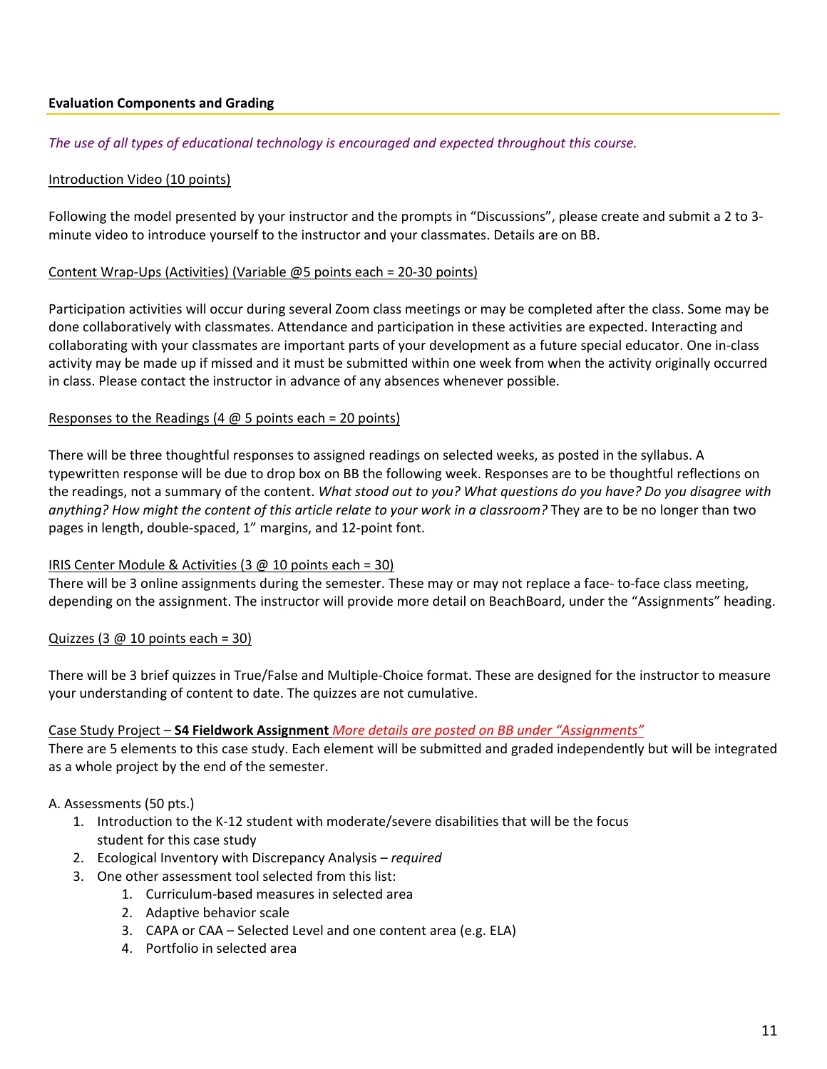## **Evaluation Components and Grading**

*The use of all types of educational technology is encouraged and expected throughout this course.*

<u>Introduction Video (10 points)</u>

Following the model presented by your instructor and the prompts in "Discussions", please create and submit a 2 to 3-minute video to introduce yourself to the instructor and your classmates. Details are on BB.

<u>Content Wrap-Ups (Activities) (Variable @5 points each = 20-30 points)</u>

Participation activities will occur during several Zoom class meetings or may be completed after the class. Some may be done collaboratively with classmates. Attendance and participation in these activities are expected. Interacting and collaborating with your classmates are important parts of your development as a future special educator. One in-class activity may be made up if missed and it must be submitted within one week from when the activity originally occurred in class. Please contact the instructor in advance of any absences whenever possible.

<u>Responses to the Readings (4 @ 5 points each = 20 points)</u>

There will be three thoughtful responses to assigned readings on selected weeks, as posted in the syllabus. A typewritten response will be due to drop box on BB the following week. Responses are to be thoughtful reflections on the readings, not a summary of the content. *What stood out to you? What questions do you have? Do you disagree with anything? How might the content of this article relate to your work in a classroom?* They are to be no longer than two pages in length, double-spaced, 1" margins, and 12-point font.

<u>IRIS Center Module & Activities (3 @ 10 points each = 30)</u>
There will be 3 online assignments during the semester. These may or may not replace a face- to-face class meeting, depending on the assignment. The instructor will provide more detail on BeachBoard, under the "Assignments" heading.

<u>Quizzes (3 @ 10 points each = 30)</u>

There will be 3 brief quizzes in True/False and Multiple-Choice format. These are designed for the instructor to measure your understanding of content to date. The quizzes are not cumulative.

<u>Case Study Project – **S4 Fieldwork Assignment** *More details are posted on BB under "Assignments"*</u>
There are 5 elements to this case study. Each element will be submitted and graded independently but will be integrated as a whole project by the end of the semester.

A. Assessments (50 pts.)

1. Introduction to the K-12 student with moderate/severe disabilities that will be the focus student for this case study
2. Ecological Inventory with Discrepancy Analysis – *required*
3. One other assessment tool selected from this list:
    1. Curriculum-based measures in selected area
    2. Adaptive behavior scale
    3. CAPA or CAA – Selected Level and one content area (e.g. ELA)
    4. Portfolio in selected area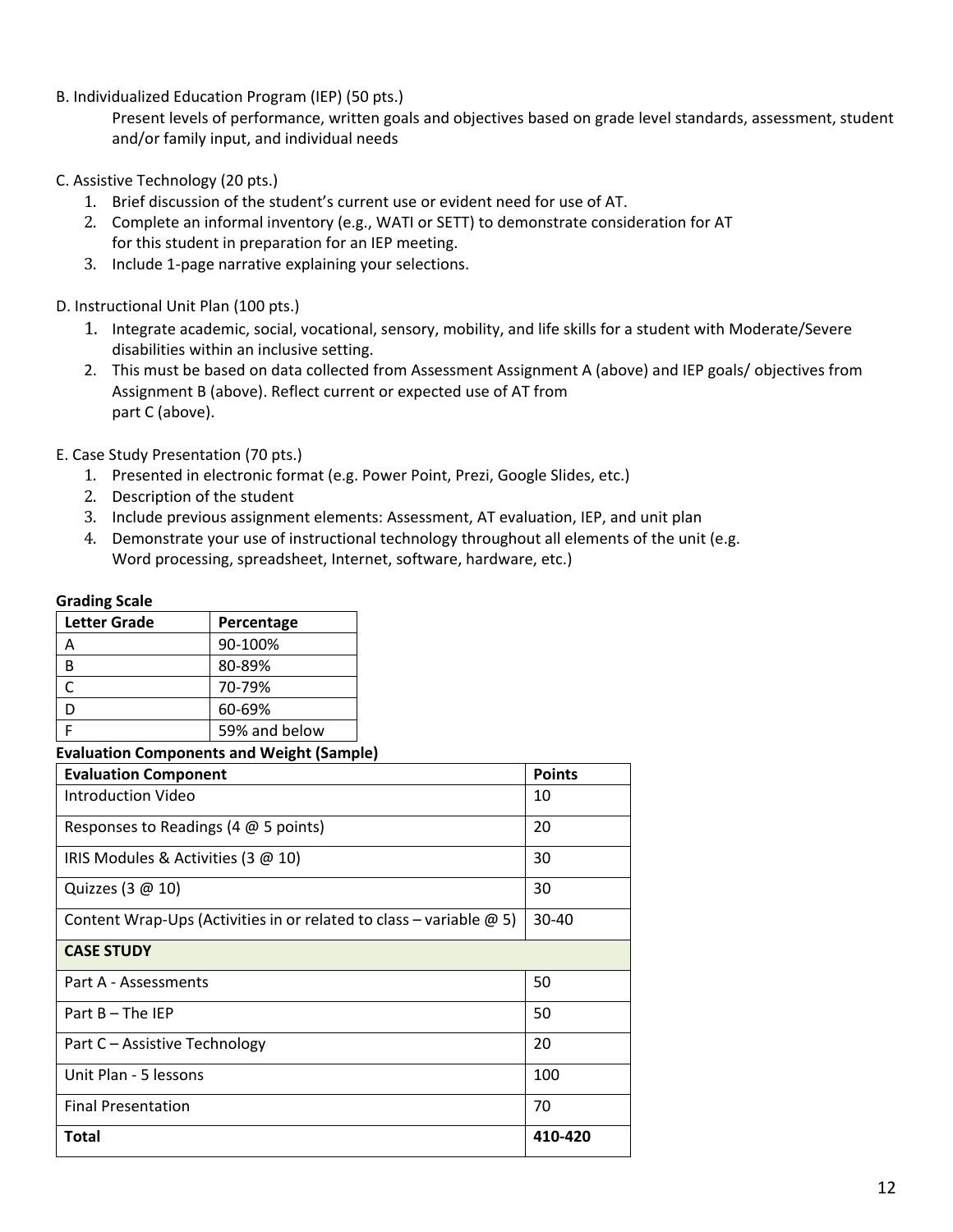B. Individualized Education Program (IEP) (50 pts.)

Present levels of performance, written goals and objectives based on grade level standards, assessment, student and/or family input, and individual needs

C. Assistive Technology (20 pts.)

1. Brief discussion of the student's current use or evident need for use of AT.
2. Complete an informal inventory (e.g., WATI or SETT) to demonstrate consideration for AT for this student in preparation for an IEP meeting.
3. Include 1-page narrative explaining your selections.

D. Instructional Unit Plan (100 pts.)

1. Integrate academic, social, vocational, sensory, mobility, and life skills for a student with Moderate/Severe disabilities within an inclusive setting.
2. This must be based on data collected from Assessment Assignment A (above) and IEP goals/ objectives from Assignment B (above). Reflect current or expected use of AT from part C (above).

E. Case Study Presentation (70 pts.)

1. Presented in electronic format (e.g. Power Point, Prezi, Google Slides, etc.)
2. Description of the student
3. Include previous assignment elements: Assessment, AT evaluation, IEP, and unit plan
4. Demonstrate your use of instructional technology throughout all elements of the unit (e.g. Word processing, spreadsheet, Internet, software, hardware, etc.)

**Grading Scale**

| Letter Grade | Percentage |
|---|---|
| A | 90-100% |
| B | 80-89% |
| C | 70-79% |
| D | 60-69% |
| F | 59% and below |

**Evaluation Components and Weight (Sample)**

| Evaluation Component | Points |
|---|---|
| Introduction Video | 10 |
| Responses to Readings (4 @ 5 points) | 20 |
| IRIS Modules & Activities (3 @ 10) | 30 |
| Quizzes (3 @ 10) | 30 |
| Content Wrap-Ups (Activities in or related to class – variable @ 5) | 30-40 |
| **CASE STUDY** | |
| Part A - Assessments | 50 |
| Part B – The IEP | 50 |
| Part C – Assistive Technology | 20 |
| Unit Plan - 5 lessons | 100 |
| Final Presentation | 70 |
| **Total** | **410-420** |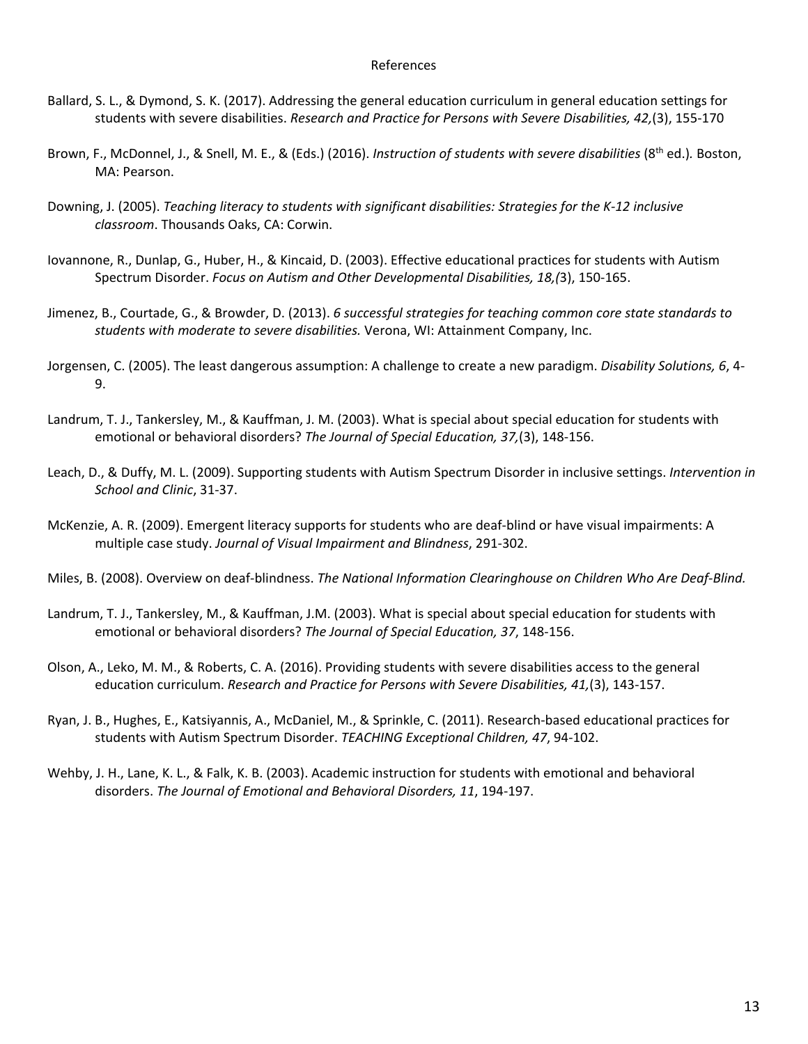# References

Ballard, S. L., & Dymond, S. K. (2017). Addressing the general education curriculum in general education settings for students with severe disabilities. *Research and Practice for Persons with Severe Disabilities, 42,*(3), 155-170

Brown, F., McDonnel, J., & Snell, M. E., & (Eds.) (2016). *Instruction of students with severe disabilities* (8th ed.)*.* Boston, MA: Pearson.

Downing, J. (2005). *Teaching literacy to students with significant disabilities: Strategies for the K-12 inclusive classroom*. Thousands Oaks, CA: Corwin.

Iovannone, R., Dunlap, G., Huber, H., & Kincaid, D. (2003). Effective educational practices for students with Autism Spectrum Disorder. *Focus on Autism and Other Developmental Disabilities, 18,(*3), 150-165.

Jimenez, B., Courtade, G., & Browder, D. (2013). *6 successful strategies for teaching common core state standards to students with moderate to severe disabilities.* Verona, WI: Attainment Company, Inc.

Jorgensen, C. (2005). The least dangerous assumption: A challenge to create a new paradigm. *Disability Solutions, 6*, 4-9.

Landrum, T. J., Tankersley, M., & Kauffman, J. M. (2003). What is special about special education for students with emotional or behavioral disorders? *The Journal of Special Education, 37,*(3), 148-156.

Leach, D., & Duffy, M. L. (2009). Supporting students with Autism Spectrum Disorder in inclusive settings. *Intervention in School and Clinic*, 31-37.

McKenzie, A. R. (2009). Emergent literacy supports for students who are deaf-blind or have visual impairments: A multiple case study. *Journal of Visual Impairment and Blindness*, 291-302.

Miles, B. (2008). Overview on deaf-blindness. *The National Information Clearinghouse on Children Who Are Deaf-Blind.*

Landrum, T. J., Tankersley, M., & Kauffman, J.M. (2003). What is special about special education for students with emotional or behavioral disorders? *The Journal of Special Education, 37*, 148-156.

Olson, A., Leko, M. M., & Roberts, C. A. (2016). Providing students with severe disabilities access to the general education curriculum. *Research and Practice for Persons with Severe Disabilities, 41,*(3), 143-157.

Ryan, J. B., Hughes, E., Katsiyannis, A., McDaniel, M., & Sprinkle, C. (2011). Research-based educational practices for students with Autism Spectrum Disorder. *TEACHING Exceptional Children, 47*, 94-102.

Wehby, J. H., Lane, K. L., & Falk, K. B. (2003). Academic instruction for students with emotional and behavioral disorders. *The Journal of Emotional and Behavioral Disorders, 11*, 194-197.